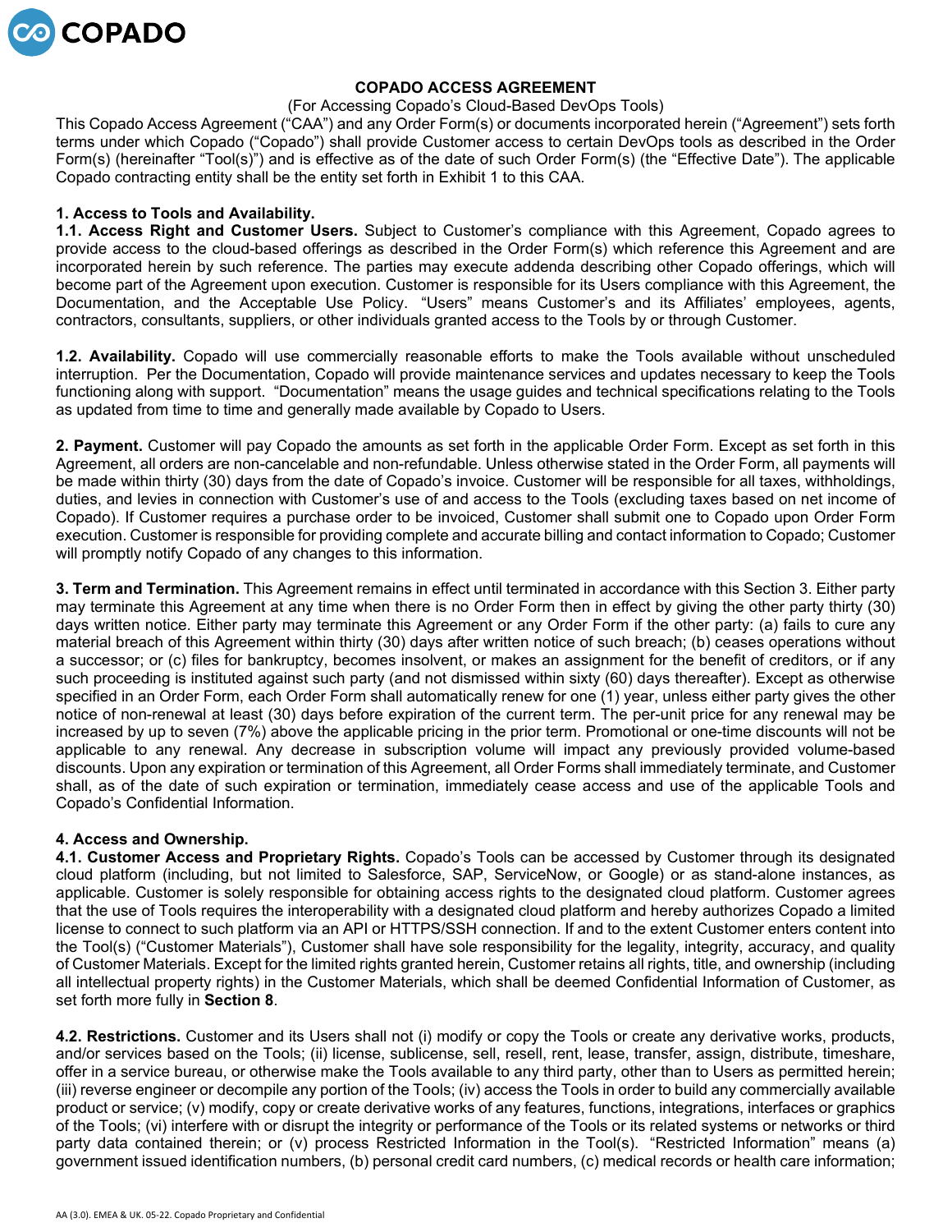COPADO

# COPADO ACCESS AGREEMENT

(For Accessing Copado's Cloud-Based DevOps Tools)

This Copado Access Agreement ("CAA") and any Order Form(s) or documents incorporated herein ("Agreement") sets forth terms under which Copado ("Copado") shall provide Customer access to certain DevOps tools as described in the Order Form(s) (hereinafter "Tool(s)") and is effective as of the date of such Order Form(s) (the "Effective Date"). The applicable Copado contracting entity shall be the entity set forth in Exhibit 1 to this CAA.

**1. Access to Tools and Availability.**

**1.1. Access Right and Customer Users.** Subject to Customer's compliance with this Agreement, Copado agrees to provide access to the cloud-based offerings as described in the Order Form(s) which reference this Agreement and are incorporated herein by such reference. The parties may execute addenda describing other Copado offerings, which will become part of the Agreement upon execution. Customer is responsible for its Users compliance with this Agreement, the Documentation, and the Acceptable Use Policy. "Users" means Customer's and its Affiliates' employees, agents, contractors, consultants, suppliers, or other individuals granted access to the Tools by or through Customer.

**1.2. Availability.** Copado will use commercially reasonable efforts to make the Tools available without unscheduled interruption. Per the Documentation, Copado will provide maintenance services and updates necessary to keep the Tools functioning along with support. "Documentation" means the usage guides and technical specifications relating to the Tools as updated from time to time and generally made available by Copado to Users.

**2. Payment.** Customer will pay Copado the amounts as set forth in the applicable Order Form. Except as set forth in this Agreement, all orders are non-cancelable and non-refundable. Unless otherwise stated in the Order Form, all payments will be made within thirty (30) days from the date of Copado's invoice. Customer will be responsible for all taxes, withholdings, duties, and levies in connection with Customer's use of and access to the Tools (excluding taxes based on net income of Copado). If Customer requires a purchase order to be invoiced, Customer shall submit one to Copado upon Order Form execution. Customer is responsible for providing complete and accurate billing and contact information to Copado; Customer will promptly notify Copado of any changes to this information.

**3. Term and Termination.** This Agreement remains in effect until terminated in accordance with this Section 3. Either party may terminate this Agreement at any time when there is no Order Form then in effect by giving the other party thirty (30) days written notice. Either party may terminate this Agreement or any Order Form if the other party: (a) fails to cure any material breach of this Agreement within thirty (30) days after written notice of such breach; (b) ceases operations without a successor; or (c) files for bankruptcy, becomes insolvent, or makes an assignment for the benefit of creditors, or if any such proceeding is instituted against such party (and not dismissed within sixty (60) days thereafter). Except as otherwise specified in an Order Form, each Order Form shall automatically renew for one (1) year, unless either party gives the other notice of non-renewal at least (30) days before expiration of the current term. The per-unit price for any renewal may be increased by up to seven (7%) above the applicable pricing in the prior term. Promotional or one-time discounts will not be applicable to any renewal. Any decrease in subscription volume will impact any previously provided volume-based discounts. Upon any expiration or termination of this Agreement, all Order Forms shall immediately terminate, and Customer shall, as of the date of such expiration or termination, immediately cease access and use of the applicable Tools and Copado's Confidential Information.

**4. Access and Ownership.**

**4.1. Customer Access and Proprietary Rights.** Copado's Tools can be accessed by Customer through its designated cloud platform (including, but not limited to Salesforce, SAP, ServiceNow, or Google) or as stand-alone instances, as applicable. Customer is solely responsible for obtaining access rights to the designated cloud platform. Customer agrees that the use of Tools requires the interoperability with a designated cloud platform and hereby authorizes Copado a limited license to connect to such platform via an API or HTTPS/SSH connection. If and to the extent Customer enters content into the Tool(s) ("Customer Materials"), Customer shall have sole responsibility for the legality, integrity, accuracy, and quality of Customer Materials. Except for the limited rights granted herein, Customer retains all rights, title, and ownership (including all intellectual property rights) in the Customer Materials, which shall be deemed Confidential Information of Customer, as set forth more fully in **Section 8**.

**4.2. Restrictions.** Customer and its Users shall not (i) modify or copy the Tools or create any derivative works, products, and/or services based on the Tools; (ii) license, sublicense, sell, resell, rent, lease, transfer, assign, distribute, timeshare, offer in a service bureau, or otherwise make the Tools available to any third party, other than to Users as permitted herein; (iii) reverse engineer or decompile any portion of the Tools; (iv) access the Tools in order to build any commercially available product or service; (v) modify, copy or create derivative works of any features, functions, integrations, interfaces or graphics of the Tools; (vi) interfere with or disrupt the integrity or performance of the Tools or its related systems or networks or third party data contained therein; or (v) process Restricted Information in the Tool(s). "Restricted Information" means (a) government issued identification numbers, (b) personal credit card numbers, (c) medical records or health care information;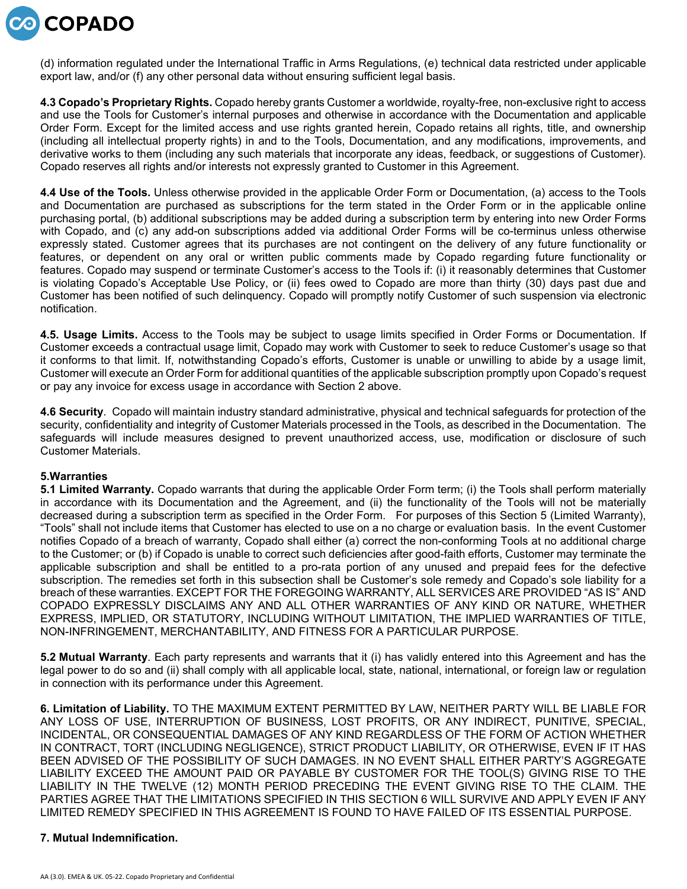(d) information regulated under the International Traffic in Arms Regulations, (e) technical data restricted under applicable export law, and/or (f) any other personal data without ensuring sufficient legal basis.

**4.3 Copado's Proprietary Rights.** Copado hereby grants Customer a worldwide, royalty-free, non-exclusive right to access and use the Tools for Customer's internal purposes and otherwise in accordance with the Documentation and applicable Order Form. Except for the limited access and use rights granted herein, Copado retains all rights, title, and ownership (including all intellectual property rights) in and to the Tools, Documentation, and any modifications, improvements, and derivative works to them (including any such materials that incorporate any ideas, feedback, or suggestions of Customer). Copado reserves all rights and/or interests not expressly granted to Customer in this Agreement.

**4.4 Use of the Tools.** Unless otherwise provided in the applicable Order Form or Documentation, (a) access to the Tools and Documentation are purchased as subscriptions for the term stated in the Order Form or in the applicable online purchasing portal, (b) additional subscriptions may be added during a subscription term by entering into new Order Forms with Copado, and (c) any add-on subscriptions added via additional Order Forms will be co-terminus unless otherwise expressly stated. Customer agrees that its purchases are not contingent on the delivery of any future functionality or features, or dependent on any oral or written public comments made by Copado regarding future functionality or features. Copado may suspend or terminate Customer's access to the Tools if: (i) it reasonably determines that Customer is violating Copado's Acceptable Use Policy, or (ii) fees owed to Copado are more than thirty (30) days past due and Customer has been notified of such delinquency. Copado will promptly notify Customer of such suspension via electronic notification.

**4.5. Usage Limits.** Access to the Tools may be subject to usage limits specified in Order Forms or Documentation. If Customer exceeds a contractual usage limit, Copado may work with Customer to seek to reduce Customer's usage so that it conforms to that limit. If, notwithstanding Copado's efforts, Customer is unable or unwilling to abide by a usage limit, Customer will execute an Order Form for additional quantities of the applicable subscription promptly upon Copado's request or pay any invoice for excess usage in accordance with Section 2 above.

**4.6 Security**. Copado will maintain industry standard administrative, physical and technical safeguards for protection of the security, confidentiality and integrity of Customer Materials processed in the Tools, as described in the Documentation. The safeguards will include measures designed to prevent unauthorized access, use, modification or disclosure of such Customer Materials.

**5.Warranties**

**5.1 Limited Warranty.** Copado warrants that during the applicable Order Form term; (i) the Tools shall perform materially in accordance with its Documentation and the Agreement, and (ii) the functionality of the Tools will not be materially decreased during a subscription term as specified in the Order Form. For purposes of this Section 5 (Limited Warranty), "Tools" shall not include items that Customer has elected to use on a no charge or evaluation basis. In the event Customer notifies Copado of a breach of warranty, Copado shall either (a) correct the non-conforming Tools at no additional charge to the Customer; or (b) if Copado is unable to correct such deficiencies after good-faith efforts, Customer may terminate the applicable subscription and shall be entitled to a pro-rata portion of any unused and prepaid fees for the defective subscription. The remedies set forth in this subsection shall be Customer's sole remedy and Copado's sole liability for a breach of these warranties. EXCEPT FOR THE FOREGOING WARRANTY, ALL SERVICES ARE PROVIDED "AS IS" AND COPADO EXPRESSLY DISCLAIMS ANY AND ALL OTHER WARRANTIES OF ANY KIND OR NATURE, WHETHER EXPRESS, IMPLIED, OR STATUTORY, INCLUDING WITHOUT LIMITATION, THE IMPLIED WARRANTIES OF TITLE, NON-INFRINGEMENT, MERCHANTABILITY, AND FITNESS FOR A PARTICULAR PURPOSE.

**5.2 Mutual Warranty**. Each party represents and warrants that it (i) has validly entered into this Agreement and has the legal power to do so and (ii) shall comply with all applicable local, state, national, international, or foreign law or regulation in connection with its performance under this Agreement.

**6. Limitation of Liability.** TO THE MAXIMUM EXTENT PERMITTED BY LAW, NEITHER PARTY WILL BE LIABLE FOR ANY LOSS OF USE, INTERRUPTION OF BUSINESS, LOST PROFITS, OR ANY INDIRECT, PUNITIVE, SPECIAL, INCIDENTAL, OR CONSEQUENTIAL DAMAGES OF ANY KIND REGARDLESS OF THE FORM OF ACTION WHETHER IN CONTRACT, TORT (INCLUDING NEGLIGENCE), STRICT PRODUCT LIABILITY, OR OTHERWISE, EVEN IF IT HAS BEEN ADVISED OF THE POSSIBILITY OF SUCH DAMAGES. IN NO EVENT SHALL EITHER PARTY'S AGGREGATE LIABILITY EXCEED THE AMOUNT PAID OR PAYABLE BY CUSTOMER FOR THE TOOL(S) GIVING RISE TO THE LIABILITY IN THE TWELVE (12) MONTH PERIOD PRECEDING THE EVENT GIVING RISE TO THE CLAIM. THE PARTIES AGREE THAT THE LIMITATIONS SPECIFIED IN THIS SECTION 6 WILL SURVIVE AND APPLY EVEN IF ANY LIMITED REMEDY SPECIFIED IN THIS AGREEMENT IS FOUND TO HAVE FAILED OF ITS ESSENTIAL PURPOSE.

**7. Mutual Indemnification.**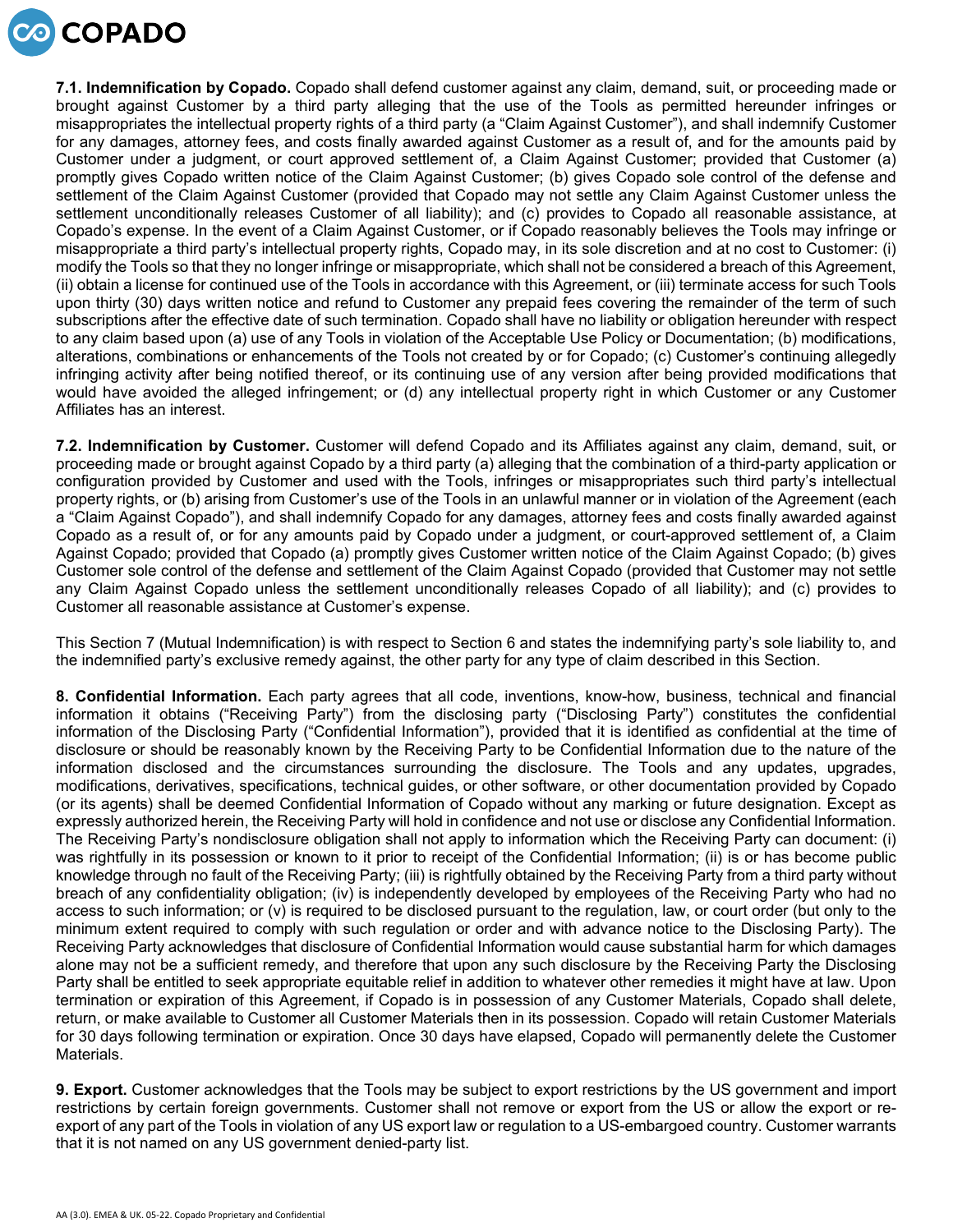**7.1. Indemnification by Copado.** Copado shall defend customer against any claim, demand, suit, or proceeding made or brought against Customer by a third party alleging that the use of the Tools as permitted hereunder infringes or misappropriates the intellectual property rights of a third party (a "Claim Against Customer"), and shall indemnify Customer for any damages, attorney fees, and costs finally awarded against Customer as a result of, and for the amounts paid by Customer under a judgment, or court approved settlement of, a Claim Against Customer; provided that Customer (a) promptly gives Copado written notice of the Claim Against Customer; (b) gives Copado sole control of the defense and settlement of the Claim Against Customer (provided that Copado may not settle any Claim Against Customer unless the settlement unconditionally releases Customer of all liability); and (c) provides to Copado all reasonable assistance, at Copado's expense. In the event of a Claim Against Customer, or if Copado reasonably believes the Tools may infringe or misappropriate a third party's intellectual property rights, Copado may, in its sole discretion and at no cost to Customer: (i) modify the Tools so that they no longer infringe or misappropriate, which shall not be considered a breach of this Agreement, (ii) obtain a license for continued use of the Tools in accordance with this Agreement, or (iii) terminate access for such Tools upon thirty (30) days written notice and refund to Customer any prepaid fees covering the remainder of the term of such subscriptions after the effective date of such termination. Copado shall have no liability or obligation hereunder with respect to any claim based upon (a) use of any Tools in violation of the Acceptable Use Policy or Documentation; (b) modifications, alterations, combinations or enhancements of the Tools not created by or for Copado; (c) Customer's continuing allegedly infringing activity after being notified thereof, or its continuing use of any version after being provided modifications that would have avoided the alleged infringement; or (d) any intellectual property right in which Customer or any Customer Affiliates has an interest.

**7.2. Indemnification by Customer.** Customer will defend Copado and its Affiliates against any claim, demand, suit, or proceeding made or brought against Copado by a third party (a) alleging that the combination of a third-party application or configuration provided by Customer and used with the Tools, infringes or misappropriates such third party's intellectual property rights, or (b) arising from Customer's use of the Tools in an unlawful manner or in violation of the Agreement (each a "Claim Against Copado"), and shall indemnify Copado for any damages, attorney fees and costs finally awarded against Copado as a result of, or for any amounts paid by Copado under a judgment, or court-approved settlement of, a Claim Against Copado; provided that Copado (a) promptly gives Customer written notice of the Claim Against Copado; (b) gives Customer sole control of the defense and settlement of the Claim Against Copado (provided that Customer may not settle any Claim Against Copado unless the settlement unconditionally releases Copado of all liability); and (c) provides to Customer all reasonable assistance at Customer's expense.

This Section 7 (Mutual Indemnification) is with respect to Section 6 and states the indemnifying party's sole liability to, and the indemnified party's exclusive remedy against, the other party for any type of claim described in this Section.

**8. Confidential Information.** Each party agrees that all code, inventions, know-how, business, technical and financial information it obtains ("Receiving Party") from the disclosing party ("Disclosing Party") constitutes the confidential information of the Disclosing Party ("Confidential Information"), provided that it is identified as confidential at the time of disclosure or should be reasonably known by the Receiving Party to be Confidential Information due to the nature of the information disclosed and the circumstances surrounding the disclosure. The Tools and any updates, upgrades, modifications, derivatives, specifications, technical guides, or other software, or other documentation provided by Copado (or its agents) shall be deemed Confidential Information of Copado without any marking or future designation. Except as expressly authorized herein, the Receiving Party will hold in confidence and not use or disclose any Confidential Information. The Receiving Party's nondisclosure obligation shall not apply to information which the Receiving Party can document: (i) was rightfully in its possession or known to it prior to receipt of the Confidential Information; (ii) is or has become public knowledge through no fault of the Receiving Party; (iii) is rightfully obtained by the Receiving Party from a third party without breach of any confidentiality obligation; (iv) is independently developed by employees of the Receiving Party who had no access to such information; or (v) is required to be disclosed pursuant to the regulation, law, or court order (but only to the minimum extent required to comply with such regulation or order and with advance notice to the Disclosing Party). The Receiving Party acknowledges that disclosure of Confidential Information would cause substantial harm for which damages alone may not be a sufficient remedy, and therefore that upon any such disclosure by the Receiving Party the Disclosing Party shall be entitled to seek appropriate equitable relief in addition to whatever other remedies it might have at law. Upon termination or expiration of this Agreement, if Copado is in possession of any Customer Materials, Copado shall delete, return, or make available to Customer all Customer Materials then in its possession. Copado will retain Customer Materials for 30 days following termination or expiration. Once 30 days have elapsed, Copado will permanently delete the Customer Materials.

**9. Export.** Customer acknowledges that the Tools may be subject to export restrictions by the US government and import restrictions by certain foreign governments. Customer shall not remove or export from the US or allow the export or re-export of any part of the Tools in violation of any US export law or regulation to a US-embargoed country. Customer warrants that it is not named on any US government denied-party list.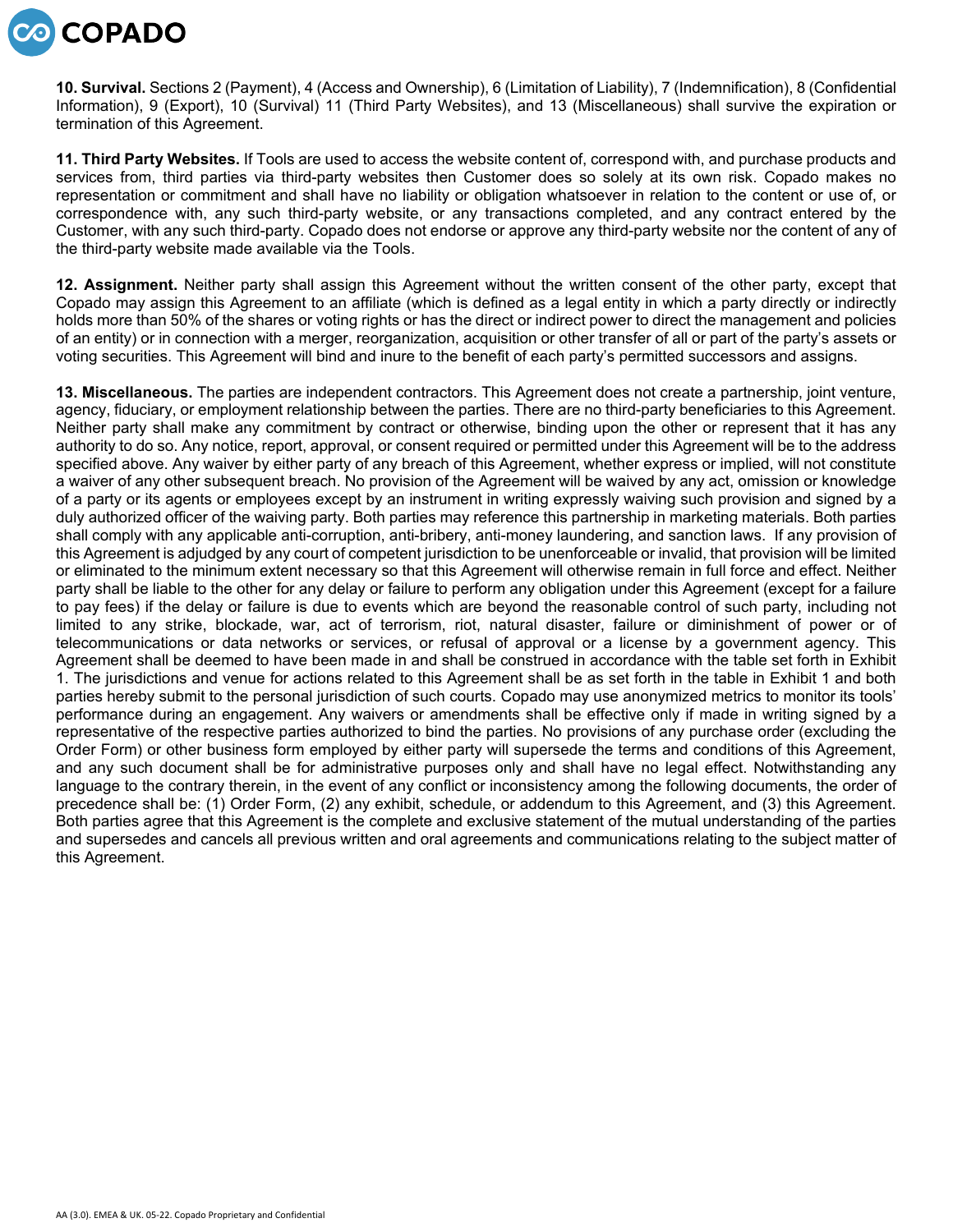**10. Survival.** Sections 2 (Payment), 4 (Access and Ownership), 6 (Limitation of Liability), 7 (Indemnification), 8 (Confidential Information), 9 (Export), 10 (Survival) 11 (Third Party Websites), and 13 (Miscellaneous) shall survive the expiration or termination of this Agreement.

**11. Third Party Websites.** If Tools are used to access the website content of, correspond with, and purchase products and services from, third parties via third-party websites then Customer does so solely at its own risk. Copado makes no representation or commitment and shall have no liability or obligation whatsoever in relation to the content or use of, or correspondence with, any such third-party website, or any transactions completed, and any contract entered by the Customer, with any such third-party. Copado does not endorse or approve any third-party website nor the content of any of the third-party website made available via the Tools.

**12. Assignment.** Neither party shall assign this Agreement without the written consent of the other party, except that Copado may assign this Agreement to an affiliate (which is defined as a legal entity in which a party directly or indirectly holds more than 50% of the shares or voting rights or has the direct or indirect power to direct the management and policies of an entity) or in connection with a merger, reorganization, acquisition or other transfer of all or part of the party's assets or voting securities. This Agreement will bind and inure to the benefit of each party's permitted successors and assigns.

**13. Miscellaneous.** The parties are independent contractors. This Agreement does not create a partnership, joint venture, agency, fiduciary, or employment relationship between the parties. There are no third-party beneficiaries to this Agreement. Neither party shall make any commitment by contract or otherwise, binding upon the other or represent that it has any authority to do so. Any notice, report, approval, or consent required or permitted under this Agreement will be to the address specified above. Any waiver by either party of any breach of this Agreement, whether express or implied, will not constitute a waiver of any other subsequent breach. No provision of the Agreement will be waived by any act, omission or knowledge of a party or its agents or employees except by an instrument in writing expressly waiving such provision and signed by a duly authorized officer of the waiving party. Both parties may reference this partnership in marketing materials. Both parties shall comply with any applicable anti-corruption, anti-bribery, anti-money laundering, and sanction laws. If any provision of this Agreement is adjudged by any court of competent jurisdiction to be unenforceable or invalid, that provision will be limited or eliminated to the minimum extent necessary so that this Agreement will otherwise remain in full force and effect. Neither party shall be liable to the other for any delay or failure to perform any obligation under this Agreement (except for a failure to pay fees) if the delay or failure is due to events which are beyond the reasonable control of such party, including not limited to any strike, blockade, war, act of terrorism, riot, natural disaster, failure or diminishment of power or of telecommunications or data networks or services, or refusal of approval or a license by a government agency. This Agreement shall be deemed to have been made in and shall be construed in accordance with the table set forth in Exhibit 1. The jurisdictions and venue for actions related to this Agreement shall be as set forth in the table in Exhibit 1 and both parties hereby submit to the personal jurisdiction of such courts. Copado may use anonymized metrics to monitor its tools' performance during an engagement. Any waivers or amendments shall be effective only if made in writing signed by a representative of the respective parties authorized to bind the parties. No provisions of any purchase order (excluding the Order Form) or other business form employed by either party will supersede the terms and conditions of this Agreement, and any such document shall be for administrative purposes only and shall have no legal effect. Notwithstanding any language to the contrary therein, in the event of any conflict or inconsistency among the following documents, the order of precedence shall be: (1) Order Form, (2) any exhibit, schedule, or addendum to this Agreement, and (3) this Agreement. Both parties agree that this Agreement is the complete and exclusive statement of the mutual understanding of the parties and supersedes and cancels all previous written and oral agreements and communications relating to the subject matter of this Agreement.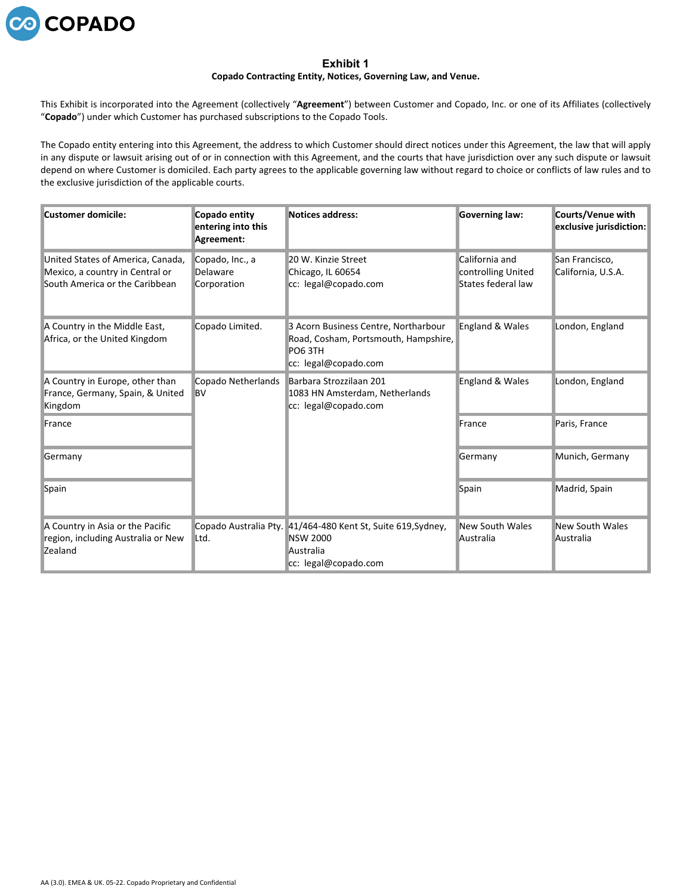## Exhibit 1

**Copado Contracting Entity, Notices, Governing Law, and Venue.**

This Exhibit is incorporated into the Agreement (collectively "**Agreement**") between Customer and Copado, Inc. or one of its Affiliates (collectively "**Copado**") under which Customer has purchased subscriptions to the Copado Tools.

The Copado entity entering into this Agreement, the address to which Customer should direct notices under this Agreement, the law that will apply in any dispute or lawsuit arising out of or in connection with this Agreement, and the courts that have jurisdiction over any such dispute or lawsuit depend on where Customer is domiciled. Each party agrees to the applicable governing law without regard to choice or conflicts of law rules and to the exclusive jurisdiction of the applicable courts.

| Customer domicile: | Copado entity entering into this Agreement: | Notices address: | Governing law: | Courts/Venue with exclusive jurisdiction: |
|---|---|---|---|---|
| United States of America, Canada, Mexico, a country in Central or South America or the Caribbean | Copado, Inc., a Delaware Corporation | 20 W. Kinzie Street<br>Chicago, IL 60654<br>cc: legal@copado.com | California and controlling United States federal law | San Francisco, California, U.S.A. |
| A Country in the Middle East, Africa, or the United Kingdom | Copado Limited. | 3 Acorn Business Centre, Northarbour Road, Cosham, Portsmouth, Hampshire, PO6 3TH<br>cc: legal@copado.com | England & Wales | London, England |
| A Country in Europe, other than France, Germany, Spain, & United Kingdom | Copado Netherlands BV | Barbara Strozzilaan 201<br>1083 HN Amsterdam, Netherlands<br>cc: legal@copado.com | England & Wales | London, England |
| France | | | France | Paris, France |
| Germany | | | Germany | Munich, Germany |
| Spain | | | Spain | Madrid, Spain |
| A Country in Asia or the Pacific region, including Australia or New Zealand | Copado Australia Pty. Ltd. | 41/464-480 Kent St, Suite 619,Sydney, NSW 2000<br>Australia<br>cc: legal@copado.com | New South Wales Australia | New South Wales Australia |